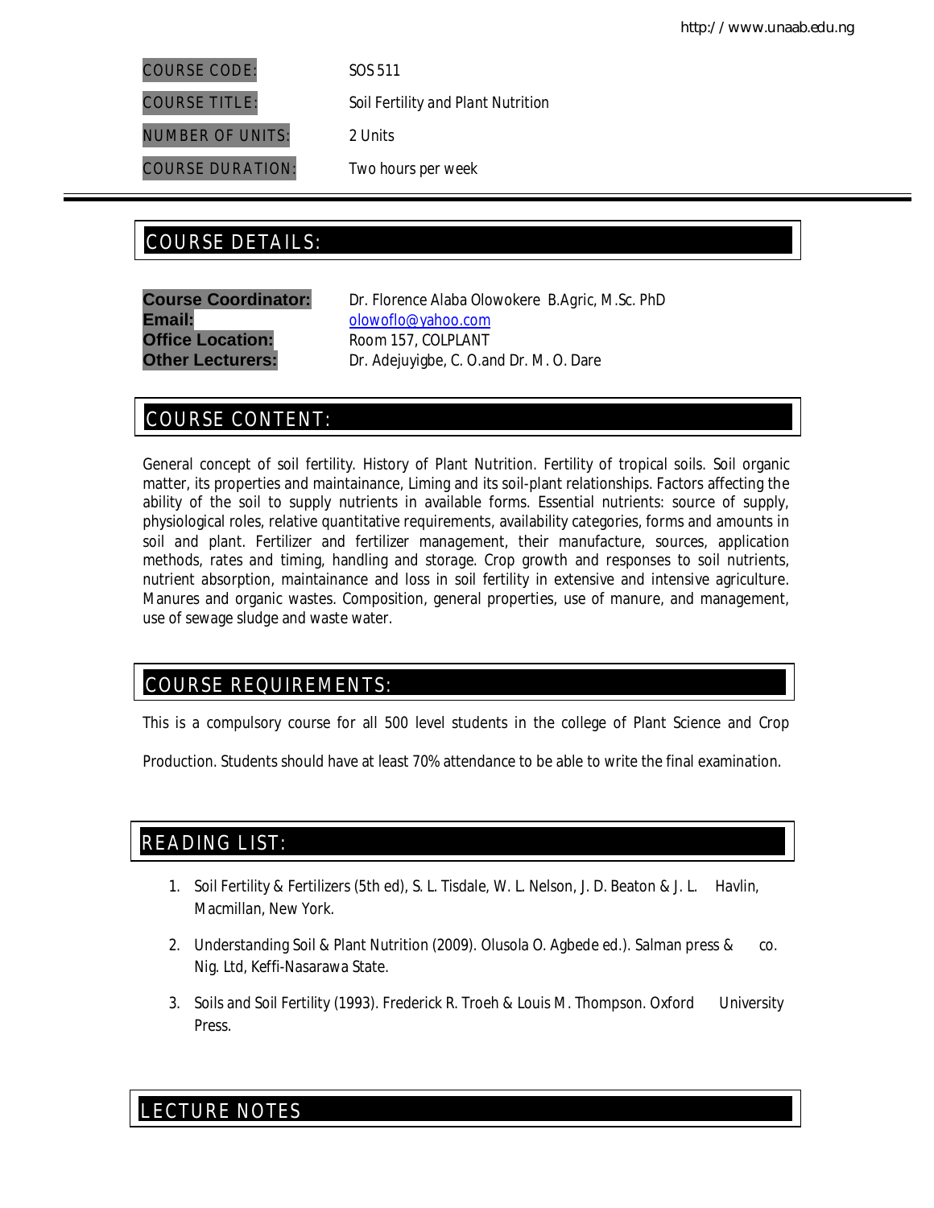| | |
|---|---|
| COURSE CODE: | SOS 511 |
| COURSE TITLE: | Soil Fertility and Plant Nutrition |
| NUMBER OF UNITS: | 2 Units |
| COURSE DURATION: | Two hours per week |

## COURSE DETAILS:

**Course Coordinator:** Dr. Florence Alaba Olowokere B.Agric, M.Sc. PhD
**Email:** olowoflo@yahoo.com
**Office Location:** Room 157, COLPLANT
**Other Lecturers:** Dr. Adejuyigbe, C. O.and Dr. M. O. Dare

## COURSE CONTENT:

General concept of soil fertility. History of Plant Nutrition. Fertility of tropical soils. Soil organic matter, its properties and maintainance, Liming and its soil-plant relationships. Factors affecting the ability of the soil to supply nutrients in available forms. Essential nutrients: source of supply, physiological roles, relative quantitative requirements, availability categories, forms and amounts in soil and plant. Fertilizer and fertilizer management, their manufacture, sources, application methods, rates and timing, handling and storage. Crop growth and responses to soil nutrients, nutrient absorption, maintainance and loss in soil fertility in extensive and intensive agriculture. Manures and organic wastes. Composition, general properties, use of manure, and management, use of sewage sludge and waste water.

## COURSE REQUIREMENTS:

This is a compulsory course for all 500 level students in the college of Plant Science and Crop Production. Students should have at least 70% attendance to be able to write the final examination.

## READING LIST:

1. Soil Fertility & Fertilizers (5th ed), S. L. Tisdale, W. L. Nelson, J. D. Beaton & J. L. Havlin, Macmillan, New York.
2. Understanding Soil & Plant Nutrition (2009). Olusola O. Agbede ed.). Salman press & co. Nig. Ltd, Keffi-Nasarawa State.
3. Soils and Soil Fertility (1993). Frederick R. Troeh & Louis M. Thompson. Oxford University Press.

## LECTURE NOTES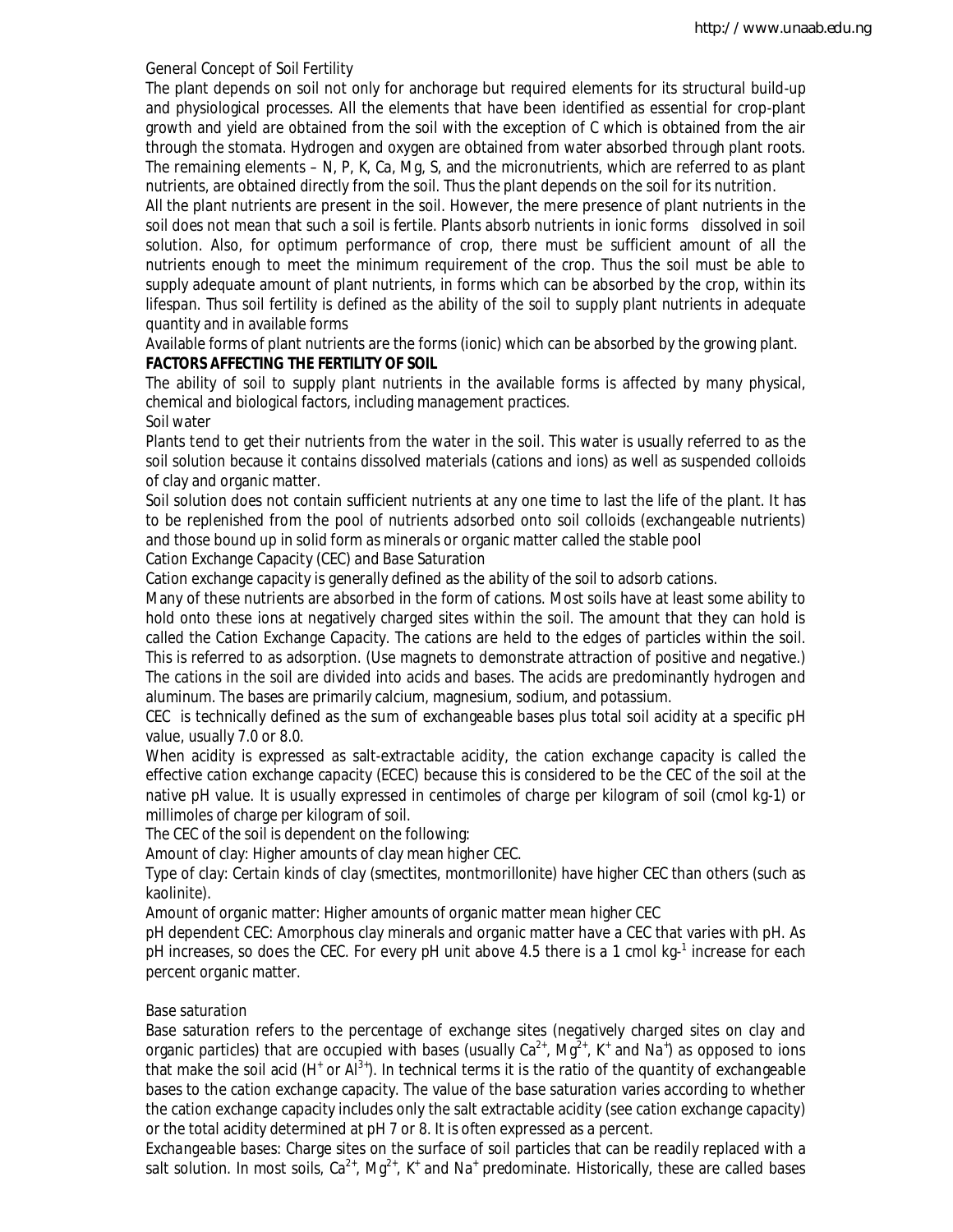General Concept of Soil Fertility

The plant depends on soil not only for anchorage but required elements for its structural build-up and physiological processes. All the elements that have been identified as essential for crop-plant growth and yield are obtained from the soil with the exception of C which is obtained from the air through the stomata. Hydrogen and oxygen are obtained from water absorbed through plant roots. The remaining elements – N, P, K, Ca, Mg, S, and the micronutrients, which are referred to as plant nutrients, are obtained directly from the soil. Thus the plant depends on the soil for its nutrition.

All the plant nutrients are present in the soil. However, the mere presence of plant nutrients in the soil does not mean that such a soil is fertile. Plants absorb nutrients in ionic forms dissolved in soil solution. Also, for optimum performance of crop, there must be sufficient amount of all the nutrients enough to meet the minimum requirement of the crop. Thus the soil must be able to supply adequate amount of plant nutrients, in forms which can be absorbed by the crop, within its lifespan. Thus soil fertility is defined as the ability of the soil to supply plant nutrients in adequate quantity and in available forms

Available forms of plant nutrients are the forms (ionic) which can be absorbed by the growing plant.

**FACTORS AFFECTING THE FERTILITY OF SOIL**

The ability of soil to supply plant nutrients in the available forms is affected by many physical, chemical and biological factors, including management practices.

Soil water

Plants tend to get their nutrients from the water in the soil. This water is usually referred to as the soil solution because it contains dissolved materials (cations and ions) as well as suspended colloids of clay and organic matter.

Soil solution does not contain sufficient nutrients at any one time to last the life of the plant. It has to be replenished from the pool of nutrients adsorbed onto soil colloids (exchangeable nutrients) and those bound up in solid form as minerals or organic matter called the stable pool

Cation Exchange Capacity (CEC) and Base Saturation

Cation exchange capacity is generally defined as the ability of the soil to adsorb cations.

Many of these nutrients are absorbed in the form of cations. Most soils have at least some ability to hold onto these ions at negatively charged sites within the soil. The amount that they can hold is called the Cation Exchange Capacity. The cations are held to the edges of particles within the soil. This is referred to as adsorption. (Use magnets to demonstrate attraction of positive and negative.) The cations in the soil are divided into acids and bases. The acids are predominantly hydrogen and aluminum. The bases are primarily calcium, magnesium, sodium, and potassium.

CEC is technically defined as the sum of exchangeable bases plus total soil acidity at a specific pH value, usually 7.0 or 8.0.

When acidity is expressed as salt-extractable acidity, the cation exchange capacity is called the effective cation exchange capacity (ECEC) because this is considered to be the CEC of the soil at the native pH value. It is usually expressed in centimoles of charge per kilogram of soil (cmol kg-1) or millimoles of charge per kilogram of soil.

The CEC of the soil is dependent on the following:

Amount of clay: Higher amounts of clay mean higher CEC.

Type of clay: Certain kinds of clay (smectites, montmorillonite) have higher CEC than others (such as kaolinite).

Amount of organic matter: Higher amounts of organic matter mean higher CEC

pH dependent CEC: Amorphous clay minerals and organic matter have a CEC that varies with pH. As pH increases, so does the CEC. For every pH unit above 4.5 there is a 1 cmol $kg^{-1}$ increase for each percent organic matter.

Base saturation

Base saturation refers to the percentage of exchange sites (negatively charged sites on clay and organic particles) that are occupied with bases (usually $Ca^{2+}$, $Mg^{2+}$, $K^{+}$ and $Na^{+}$) as opposed to ions that make the soil acid ($H^{+}$ or $Al^{3+}$). In technical terms it is the ratio of the quantity of exchangeable bases to the cation exchange capacity. The value of the base saturation varies according to whether the cation exchange capacity includes only the salt extractable acidity (see cation exchange capacity) or the total acidity determined at pH 7 or 8. It is often expressed as a percent.

Exchangeable bases: Charge sites on the surface of soil particles that can be readily replaced with a salt solution. In most soils, $Ca^{2+}$, $Mg^{2+}$, $K^{+}$ and $Na^{+}$ predominate. Historically, these are called bases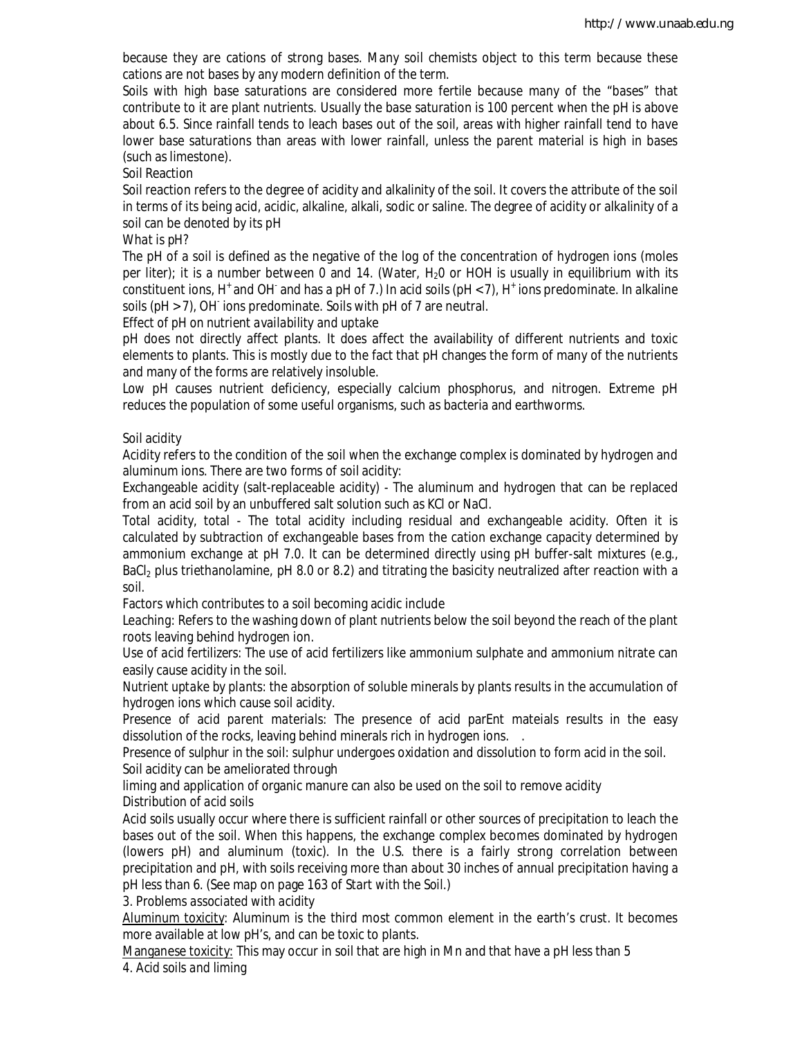because they are cations of strong bases. Many soil chemists object to this term because these cations are not bases by any modern definition of the term.

Soils with high base saturations are considered more fertile because many of the "bases" that contribute to it are plant nutrients. Usually the base saturation is 100 percent when the pH is above about 6.5. Since rainfall tends to leach bases out of the soil, areas with higher rainfall tend to have lower base saturations than areas with lower rainfall, unless the parent material is high in bases (such as limestone).

### Soil Reaction

Soil reaction refers to the degree of acidity and alkalinity of the soil. It covers the attribute of the soil in terms of its being acid, acidic, alkaline, alkali, sodic or saline. The degree of acidity or alkalinity of a soil can be denoted by its pH

### What is pH?

The pH of a soil is defined as the negative of the log of the concentration of hydrogen ions (moles per liter); it is a number between 0 and 14. (Water, $H_20$ or HOH is usually in equilibrium with its constituent ions, $H^+$ and $OH^-$ and has a pH of 7.) In acid soils (pH <7), $H^+$ ions predominate. In alkaline soils (pH >7), $OH^-$ ions predominate. Soils with pH of 7 are neutral.

### Effect of pH on nutrient availability and uptake

pH does not directly affect plants. It does affect the availability of different nutrients and toxic elements to plants. This is mostly due to the fact that pH changes the form of many of the nutrients and many of the forms are relatively insoluble.

Low pH causes nutrient deficiency, especially calcium phosphorus, and nitrogen. Extreme pH reduces the population of some useful organisms, such as bacteria and earthworms.

### Soil acidity

Acidity refers to the condition of the soil when the exchange complex is dominated by hydrogen and aluminum ions. There are two forms of soil acidity:

Exchangeable acidity (salt-replaceable acidity) - The aluminum and hydrogen that can be replaced from an acid soil by an unbuffered salt solution such as KCl or NaCl.

Total acidity, total - The total acidity including residual and exchangeable acidity. Often it is calculated by subtraction of exchangeable bases from the cation exchange capacity determined by ammonium exchange at pH 7.0. It can be determined directly using pH buffer-salt mixtures (e.g., $BaCl_2$ plus triethanolamine, pH 8.0 or 8.2) and titrating the basicity neutralized after reaction with a soil.

Factors which contributes to a soil becoming acidic include

Leaching: Refers to the washing down of plant nutrients below the soil beyond the reach of the plant roots leaving behind hydrogen ion.

Use of acid fertilizers: The use of acid fertilizers like ammonium sulphate and ammonium nitrate can easily cause acidity in the soil.

Nutrient uptake by plants: the absorption of soluble minerals by plants results in the accumulation of hydrogen ions which cause soil acidity.

Presence of acid parent materials: The presence of acid parEnt mateials results in the easy dissolution of the rocks, leaving behind minerals rich in hydrogen ions. .

Presence of sulphur in the soil: sulphur undergoes oxidation and dissolution to form acid in the soil.

Soil acidity can be ameliorated through

liming and application of organic manure can also be used on the soil to remove acidity

### Distribution of acid soils

Acid soils usually occur where there is sufficient rainfall or other sources of precipitation to leach the bases out of the soil. When this happens, the exchange complex becomes dominated by hydrogen (lowers pH) and aluminum (toxic). In the U.S. there is a fairly strong correlation between precipitation and pH, with soils receiving more than about 30 inches of annual precipitation having a pH less than 6. (See map on page 163 of Start with the Soil.)

### 3. Problems associated with acidity

Aluminum toxicity: Aluminum is the third most common element in the earth's crust. It becomes more available at low pH's, and can be toxic to plants.

Manganese toxicity: This may occur in soil that are high in Mn and that have a pH less than 5

### 4. Acid soils and liming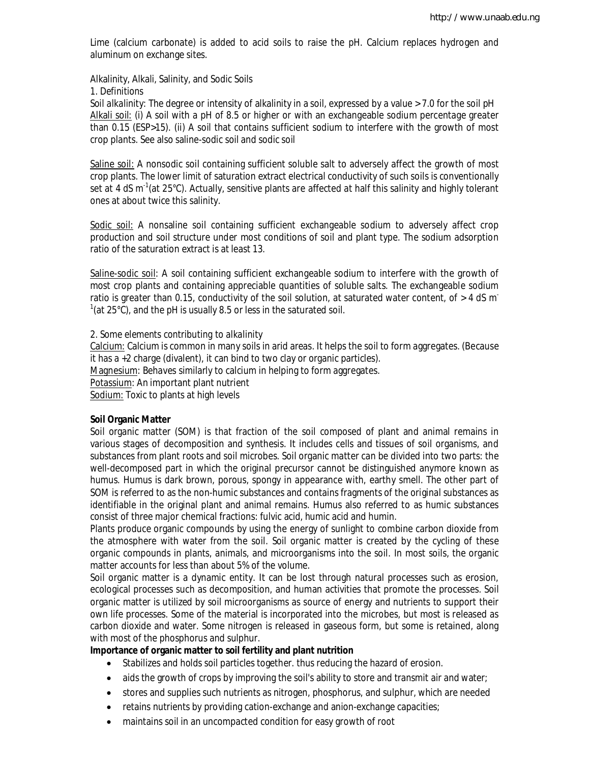Lime (calcium carbonate) is added to acid soils to raise the pH. Calcium replaces hydrogen and aluminum on exchange sites.

Alkalinity, Alkali, Salinity, and Sodic Soils

1. Definitions

Soil alkalinity: The degree or intensity of alkalinity in a soil, expressed by a value > 7.0 for the soil pH

Alkali soil: (i) A soil with a pH of 8.5 or higher or with an exchangeable sodium percentage greater than 0.15 (ESP>15). (ii) A soil that contains sufficient sodium to interfere with the growth of most crop plants. See also saline-sodic soil and sodic soil

Saline soil: A nonsodic soil containing sufficient soluble salt to adversely affect the growth of most crop plants. The lower limit of saturation extract electrical conductivity of such soils is conventionally set at 4 dS $m^{-1}$(at 25°C). Actually, sensitive plants are affected at half this salinity and highly tolerant ones at about twice this salinity.

Sodic soil: A nonsaline soil containing sufficient exchangeable sodium to adversely affect crop production and soil structure under most conditions of soil and plant type. The sodium adsorption ratio of the saturation extract is at least 13.

Saline-sodic soil: A soil containing sufficient exchangeable sodium to interfere with the growth of most crop plants and containing appreciable quantities of soluble salts. The exchangeable sodium ratio is greater than 0.15, conductivity of the soil solution, at saturated water content, of > 4 dS $m^{-1}$(at 25°C), and the pH is usually 8.5 or less in the saturated soil.

2. Some elements contributing to alkalinity

Calcium: Calcium is common in many soils in arid areas. It helps the soil to form aggregates. (Because it has a +2 charge (divalent), it can bind to two clay or organic particles).

Magnesium: Behaves similarly to calcium in helping to form aggregates.

Potassium: An important plant nutrient

Sodium: Toxic to plants at high levels

**Soil Organic Matter**

Soil organic matter (SOM) is that fraction of the soil composed of plant and animal remains in various stages of decomposition and synthesis. It includes cells and tissues of soil organisms, and substances from plant roots and soil microbes. Soil organic matter can be divided into two parts: the well-decomposed part in which the original precursor cannot be distinguished anymore known as humus. Humus is dark brown, porous, spongy in appearance with, earthy smell. The other part of SOM is referred to as the non-humic substances and contains fragments of the original substances as identifiable in the original plant and animal remains. Humus also referred to as humic substances consist of three major chemical fractions: fulvic acid, humic acid and humin.

Plants produce organic compounds by using the energy of sunlight to combine carbon dioxide from the atmosphere with water from the soil. Soil organic matter is created by the cycling of these organic compounds in plants, animals, and microorganisms into the soil. In most soils, the organic matter accounts for less than about 5% of the volume.

Soil organic matter is a dynamic entity. It can be lost through natural processes such as erosion, ecological processes such as decomposition, and human activities that promote the processes. Soil organic matter is utilized by soil microorganisms as source of energy and nutrients to support their own life processes. Some of the material is incorporated into the microbes, but most is released as carbon dioxide and water. Some nitrogen is released in gaseous form, but some is retained, along with most of the phosphorus and sulphur.

**Importance of organic matter to soil fertility and plant nutrition**

- Stabilizes and holds soil particles together. thus reducing the hazard of erosion.
- aids the growth of crops by improving the soil's ability to store and transmit air and water;
- stores and supplies such nutrients as nitrogen, phosphorus, and sulphur, which are needed
- retains nutrients by providing cation-exchange and anion-exchange capacities;
- maintains soil in an uncompacted condition for easy growth of root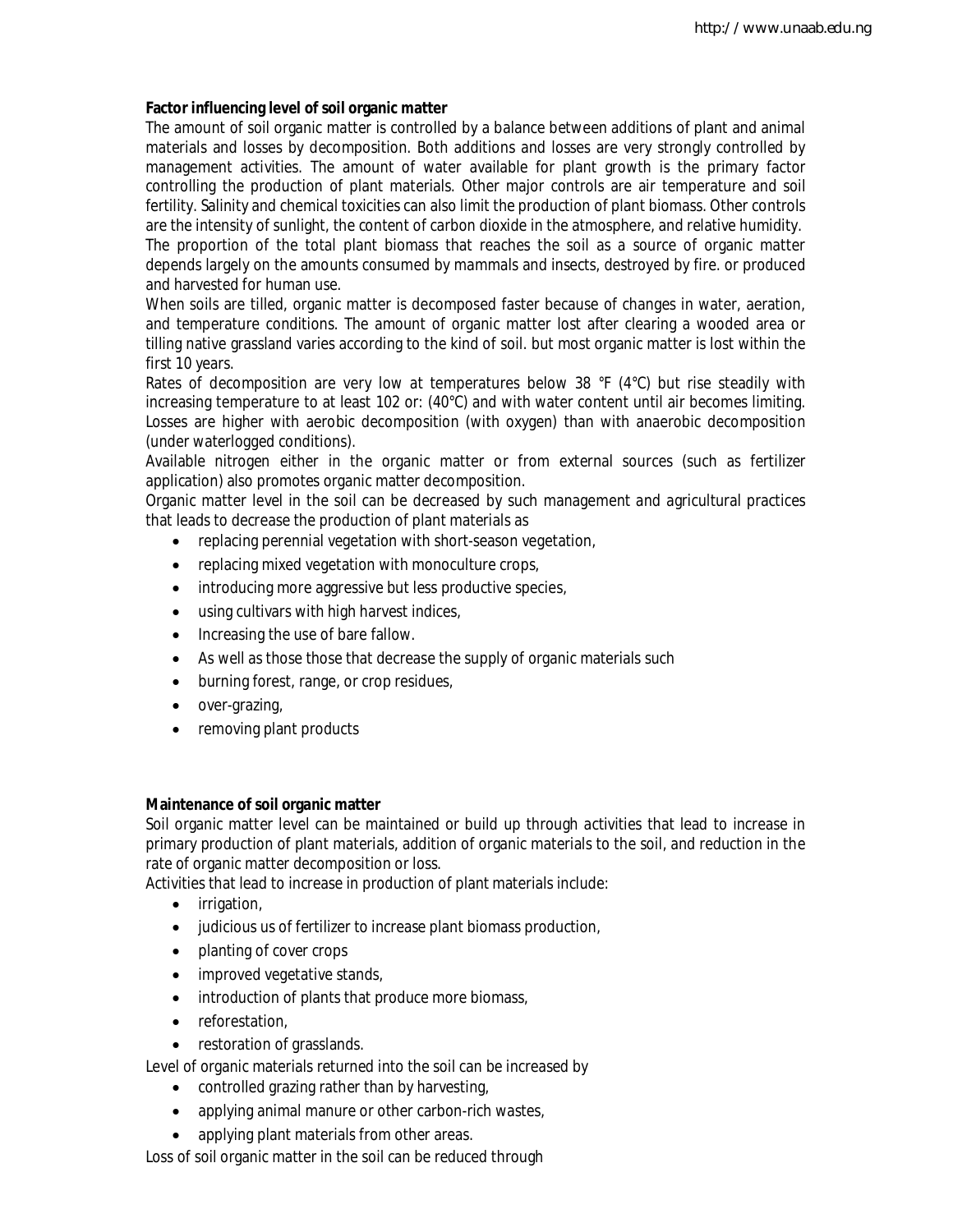**Factor influencing level of soil organic matter**

The amount of soil organic matter is controlled by a balance between additions of plant and animal materials and losses by decomposition. Both additions and losses are very strongly controlled by management activities. The amount of water available for plant growth is the primary factor controlling the production of plant materials. Other major controls are air temperature and soil fertility. Salinity and chemical toxicities can also limit the production of plant biomass. Other controls are the intensity of sunlight, the content of carbon dioxide in the atmosphere, and relative humidity. The proportion of the total plant biomass that reaches the soil as a source of organic matter depends largely on the amounts consumed by mammals and insects, destroyed by fire. or produced and harvested for human use.

When soils are tilled, organic matter is decomposed faster because of changes in water, aeration, and temperature conditions. The amount of organic matter lost after clearing a wooded area or tilling native grassland varies according to the kind of soil. but most organic matter is lost within the first 10 years.

Rates of decomposition are very low at temperatures below 38 °F (4°C) but rise steadily with increasing temperature to at least 102 or: (40°C) and with water content until air becomes limiting. Losses are higher with aerobic decomposition (with oxygen) than with anaerobic decomposition (under waterlogged conditions).

Available nitrogen either in the organic matter or from external sources (such as fertilizer application) also promotes organic matter decomposition.

Organic matter level in the soil can be decreased by such management and agricultural practices that leads to decrease the production of plant materials as

- replacing perennial vegetation with short-season vegetation,
- replacing mixed vegetation with monoculture crops,
- introducing more aggressive but less productive species,
- using cultivars with high harvest indices,
- Increasing the use of bare fallow.
- As well as those those that decrease the supply of organic materials such
- burning forest, range, or crop residues,
- over-grazing,
- removing plant products

**Maintenance of soil organic matter**

Soil organic matter level can be maintained or build up through activities that lead to increase in primary production of plant materials, addition of organic materials to the soil, and reduction in the rate of organic matter decomposition or loss.

Activities that lead to increase in production of plant materials include:

- irrigation,
- judicious us of fertilizer to increase plant biomass production,
- planting of cover crops
- improved vegetative stands,
- introduction of plants that produce more biomass,
- reforestation,
- restoration of grasslands.

Level of organic materials returned into the soil can be increased by

- controlled grazing rather than by harvesting,
- applying animal manure or other carbon-rich wastes,
- applying plant materials from other areas.

Loss of soil organic matter in the soil can be reduced through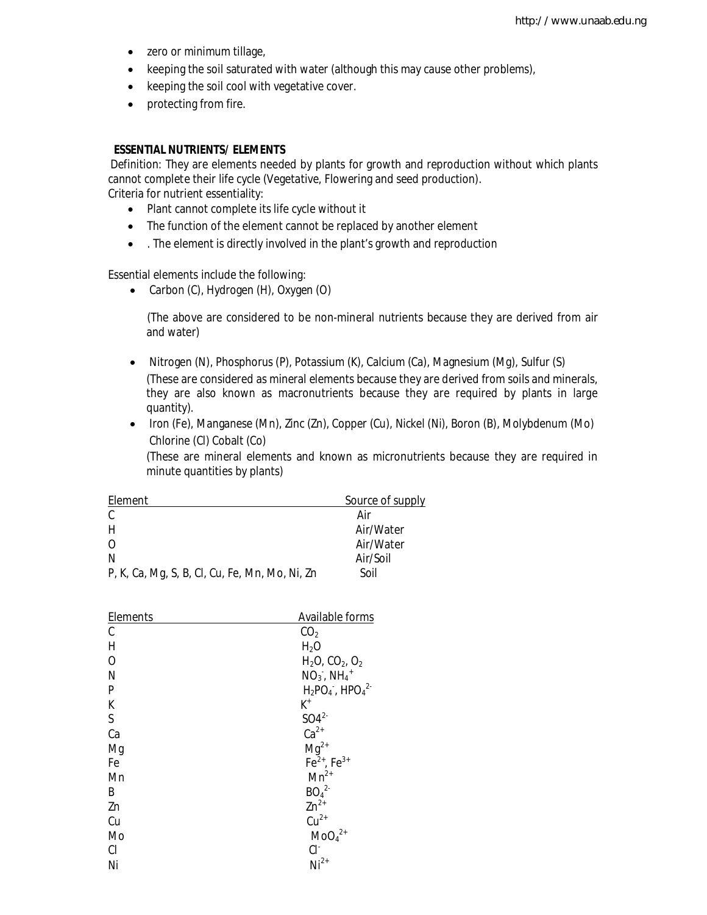- zero or minimum tillage,
- keeping the soil saturated with water (although this may cause other problems),
- keeping the soil cool with vegetative cover.
- protecting from fire.

**ESSENTIAL NUTRIENTS/ ELEMENTS**

Definition: They are elements needed by plants for growth and reproduction without which plants cannot complete their life cycle (Vegetative, Flowering and seed production).

Criteria for nutrient essentiality:

- Plant cannot complete its life cycle without it
- The function of the element cannot be replaced by another element
- . The element is directly involved in the plant's growth and reproduction

Essential elements include the following:

- Carbon (C), Hydrogen (H), Oxygen (O)

  (The above are considered to be non-mineral nutrients because they are derived from air and water)

- Nitrogen (N), Phosphorus (P), Potassium (K), Calcium (Ca), Magnesium (Mg), Sulfur (S)

  (These are considered as mineral elements because they are derived from soils and minerals, they are also known as macronutrients because they are required by plants in large quantity).

- Iron (Fe), Manganese (Mn), Zinc (Zn), Copper (Cu), Nickel (Ni), Boron (B), Molybdenum (Mo) Chlorine (Cl) Cobalt (Co)

  (These are mineral elements and known as micronutrients because they are required in minute quantities by plants)

| Element | Source of supply |
|---|---|
| C | Air |
| H | Air/Water |
| O | Air/Water |
| N | Air/Soil |
| P, K, Ca, Mg, S, B, Cl, Cu, Fe, Mn, Mo, Ni, Zn | Soil |

| Elements | Available forms |
|---|---|
| C | $CO_2$ |
| H | $H_2O$ |
| O | $H_2O$, $CO_2$, $O_2$ |
| N | $NO_3^-$, $NH_4^+$ |
| P | $H_2PO_4^-$, $HPO_4^{2-}$ |
| K | $K^+$ |
| S | $SO4^{2-}$ |
| Ca | $Ca^{2+}$ |
| Mg | $Mg^{2+}$ |
| Fe | $Fe^{2+}$, $Fe^{3+}$ |
| Mn | $Mn^{2+}$ |
| B | $BO_4^{2-}$ |
| Zn | $Zn^{2+}$ |
| Cu | $Cu^{2+}$ |
| Mo | $MoO_4^{2+}$ |
| Cl | $Cl^-$ |
| Ni | $Ni^{2+}$ |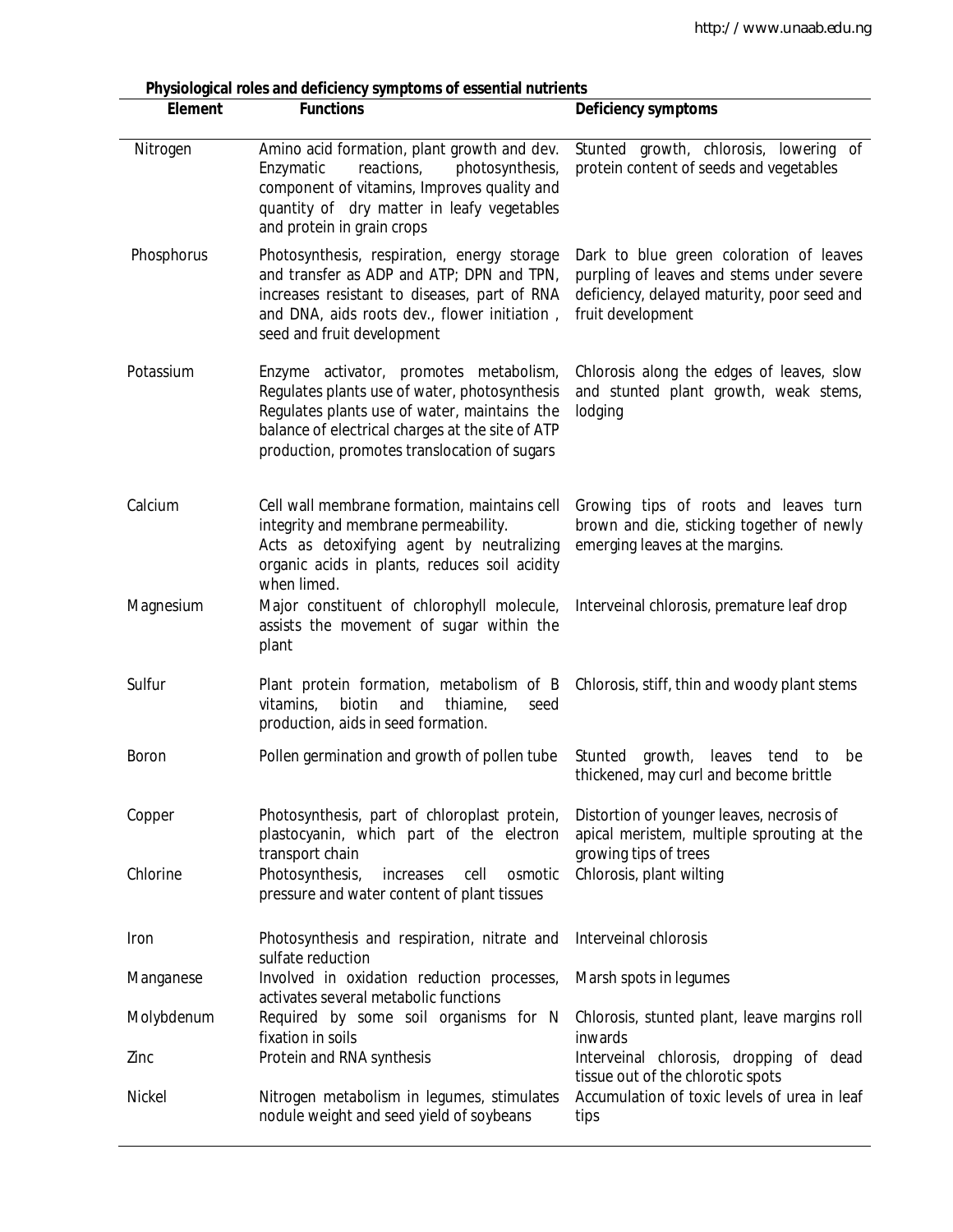**Physiological roles and deficiency symptoms of essential nutrients**

| Element | Functions | Deficiency symptoms |
|---|---|---|
| Nitrogen | Amino acid formation, plant growth and dev. Enzymatic reactions, photosynthesis, component of vitamins, Improves quality and quantity of dry matter in leafy vegetables and protein in grain crops | Stunted growth, chlorosis, lowering of protein content of seeds and vegetables |
| Phosphorus | Photosynthesis, respiration, energy storage and transfer as ADP and ATP; DPN and TPN, increases resistant to diseases, part of RNA and DNA, aids roots dev., flower initiation , seed and fruit development | Dark to blue green coloration of leaves purpling of leaves and stems under severe deficiency, delayed maturity, poor seed and fruit development |
| Potassium | Enzyme activator, promotes metabolism, Regulates plants use of water, photosynthesis Regulates plants use of water, maintains the balance of electrical charges at the site of ATP production, promotes translocation of sugars | Chlorosis along the edges of leaves, slow and stunted plant growth, weak stems, lodging |
| Calcium | Cell wall membrane formation, maintains cell integrity and membrane permeability. Acts as detoxifying agent by neutralizing organic acids in plants, reduces soil acidity when limed. | Growing tips of roots and leaves turn brown and die, sticking together of newly emerging leaves at the margins. |
| Magnesium | Major constituent of chlorophyll molecule, assists the movement of sugar within the plant | Interveinal chlorosis, premature leaf drop |
| Sulfur | Plant protein formation, metabolism of B vitamins, biotin and thiamine, seed production, aids in seed formation. | Chlorosis, stiff, thin and woody plant stems |
| Boron | Pollen germination and growth of pollen tube | Stunted growth, leaves tend to be thickened, may curl and become brittle |
| Copper | Photosynthesis, part of chloroplast protein, plastocyanin, which part of the electron transport chain | Distortion of younger leaves, necrosis of apical meristem, multiple sprouting at the growing tips of trees |
| Chlorine | Photosynthesis, increases cell osmotic pressure and water content of plant tissues | Chlorosis, plant wilting |
| Iron | Photosynthesis and respiration, nitrate and sulfate reduction | Interveinal chlorosis |
| Manganese | Involved in oxidation reduction processes, activates several metabolic functions | Marsh spots in legumes |
| Molybdenum | Required by some soil organisms for N fixation in soils | Chlorosis, stunted plant, leave margins roll inwards |
| Zinc | Protein and RNA synthesis | Interveinal chlorosis, dropping of dead tissue out of the chlorotic spots |
| Nickel | Nitrogen metabolism in legumes, stimulates nodule weight and seed yield of soybeans | Accumulation of toxic levels of urea in leaf tips |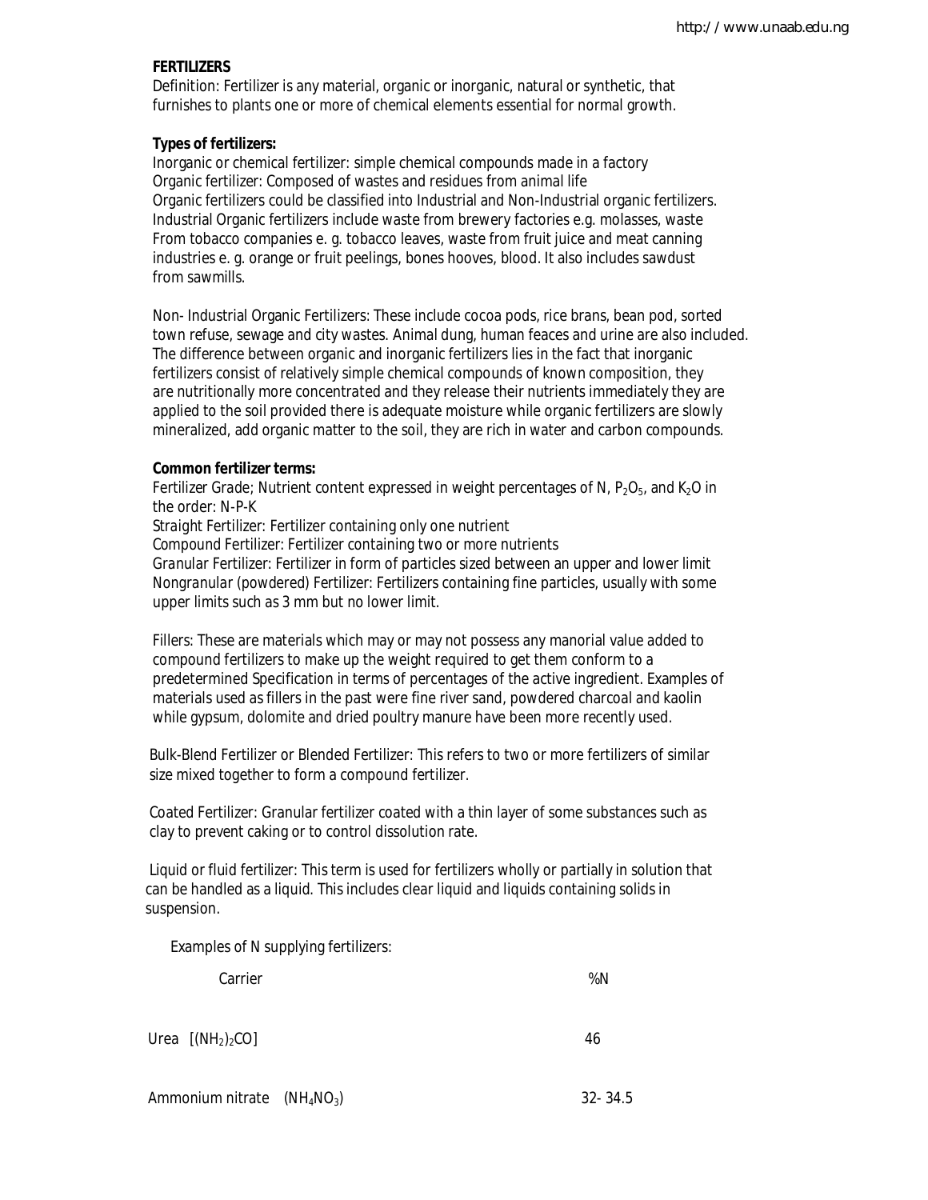**FERTILIZERS**

Definition: Fertilizer is any material, organic or inorganic, natural or synthetic, that furnishes to plants one or more of chemical elements essential for normal growth.

**Types of fertilizers:**

Inorganic or chemical fertilizer: simple chemical compounds made in a factory
Organic fertilizer: Composed of wastes and residues from animal life
Organic fertilizers could be classified into Industrial and Non-Industrial organic fertilizers. Industrial Organic fertilizers include waste from brewery factories e.g. molasses, waste From tobacco companies e. g. tobacco leaves, waste from fruit juice and meat canning industries e. g. orange or fruit peelings, bones hooves, blood. It also includes sawdust from sawmills.

Non- Industrial Organic Fertilizers: These include cocoa pods, rice brans, bean pod, sorted town refuse, sewage and city wastes. Animal dung, human feaces and urine are also included. The difference between organic and inorganic fertilizers lies in the fact that inorganic fertilizers consist of relatively simple chemical compounds of known composition, they are nutritionally more concentrated and they release their nutrients immediately they are applied to the soil provided there is adequate moisture while organic fertilizers are slowly mineralized, add organic matter to the soil, they are rich in water and carbon compounds.

**Common fertilizer terms:**

Fertilizer Grade; Nutrient content expressed in weight percentages of N, $P_2O_5$, and $K_2O$ in the order: N-P-K
Straight Fertilizer: Fertilizer containing only one nutrient
Compound Fertilizer: Fertilizer containing two or more nutrients
Granular Fertilizer: Fertilizer in form of particles sized between an upper and lower limit
Nongranular (powdered) Fertilizer: Fertilizers containing fine particles, usually with some upper limits such as 3 mm but no lower limit.

Fillers: These are materials which may or may not possess any manorial value added to compound fertilizers to make up the weight required to get them conform to a predetermined Specification in terms of percentages of the active ingredient. Examples of materials used as fillers in the past were fine river sand, powdered charcoal and kaolin while gypsum, dolomite and dried poultry manure have been more recently used.

Bulk-Blend Fertilizer or Blended Fertilizer: This refers to two or more fertilizers of similar size mixed together to form a compound fertilizer.

Coated Fertilizer: Granular fertilizer coated with a thin layer of some substances such as clay to prevent caking or to control dissolution rate.

Liquid or fluid fertilizer: This term is used for fertilizers wholly or partially in solution that can be handled as a liquid. This includes clear liquid and liquids containing solids in suspension.

Examples of N supplying fertilizers:

| Carrier | %N |
|---|---|
| Urea $[(NH_2)_2CO]$ | 46 |
| Ammonium nitrate ($NH_4NO_3$) | 32- 34.5 |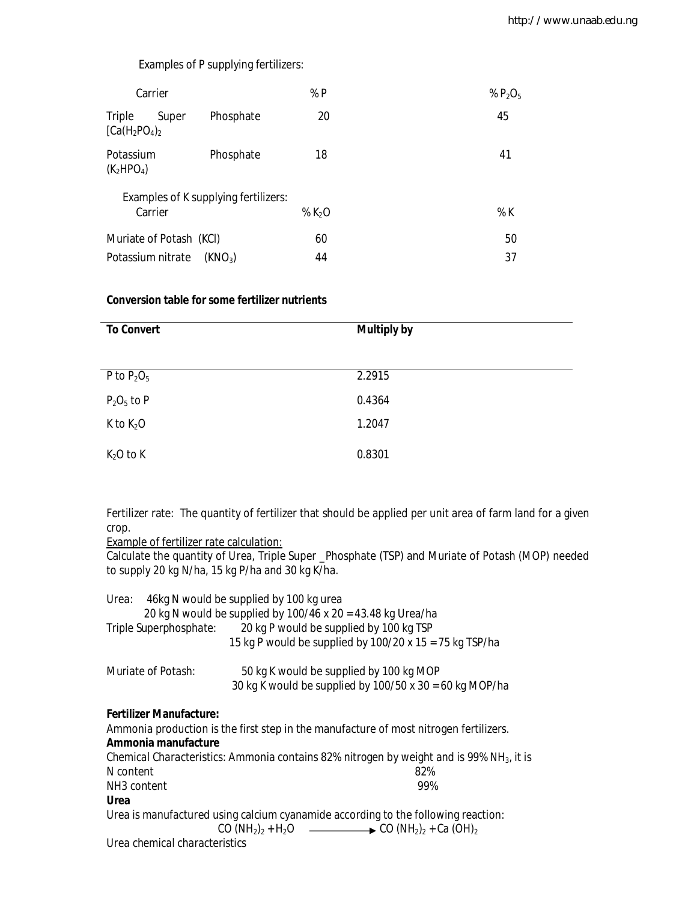Examples of P supplying fertilizers:

| Carrier | % P | % $P_2O_5$ |
|---|---|---|
| Triple Super Phosphate [$Ca(H_2PO_4)_2$] | 20 | 45 |
| Potassium Phosphate ($K_2HPO_4$) | 18 | 41 |

Examples of K supplying fertilizers:

| Carrier | % $K_2O$ | % K |
|---|---|---|
| Muriate of Potash (KCl) | 60 | 50 |
| Potassium nitrate ($KNO_3$) | 44 | 37 |

**Conversion table for some fertilizer nutrients**

| To Convert | Multiply by |
|---|---|
| P to $P_2O_5$ | 2.2915 |
| $P_2O_5$ to P | 0.4364 |
| K to $K_2O$ | 1.2047 |
| $K_2O$ to K | 0.8301 |

Fertilizer rate: The quantity of fertilizer that should be applied per unit area of farm land for a given crop.

Example of fertilizer rate calculation:

Calculate the quantity of Urea, Triple Super _Phosphate (TSP) and Muriate of Potash (MOP) needed to supply 20 kg N/ha, 15 kg P/ha and 30 kg K/ha.

Urea: 46kg N would be supplied by 100 kg urea
20 kg N would be supplied by 100/46 x 20 = 43.48 kg Urea/ha

Triple Superphosphate: 20 kg P would be supplied by 100 kg TSP
15 kg P would be supplied by 100/20 x 15 = 75 kg TSP/ha

Muriate of Potash: 50 kg K would be supplied by 100 kg MOP
30 kg K would be supplied by 100/50 x 30 = 60 kg MOP/ha

**Fertilizer Manufacture:**

Ammonia production is the first step in the manufacture of most nitrogen fertilizers.

**Ammonia manufacture**

Chemical Characteristics: Ammonia contains 82% nitrogen by weight and is 99% $NH_3$, it is

| | |
|---|---|
| N content | 82% |
| NH3 content | 99% |

**Urea**

Urea is manufactured using calcium cyanamide according to the following reaction:

$$CO\,(NH_2)_2 + H_2O \longrightarrow CO\,(NH_2)_2 + Ca\,(OH)_2$$

Urea chemical characteristics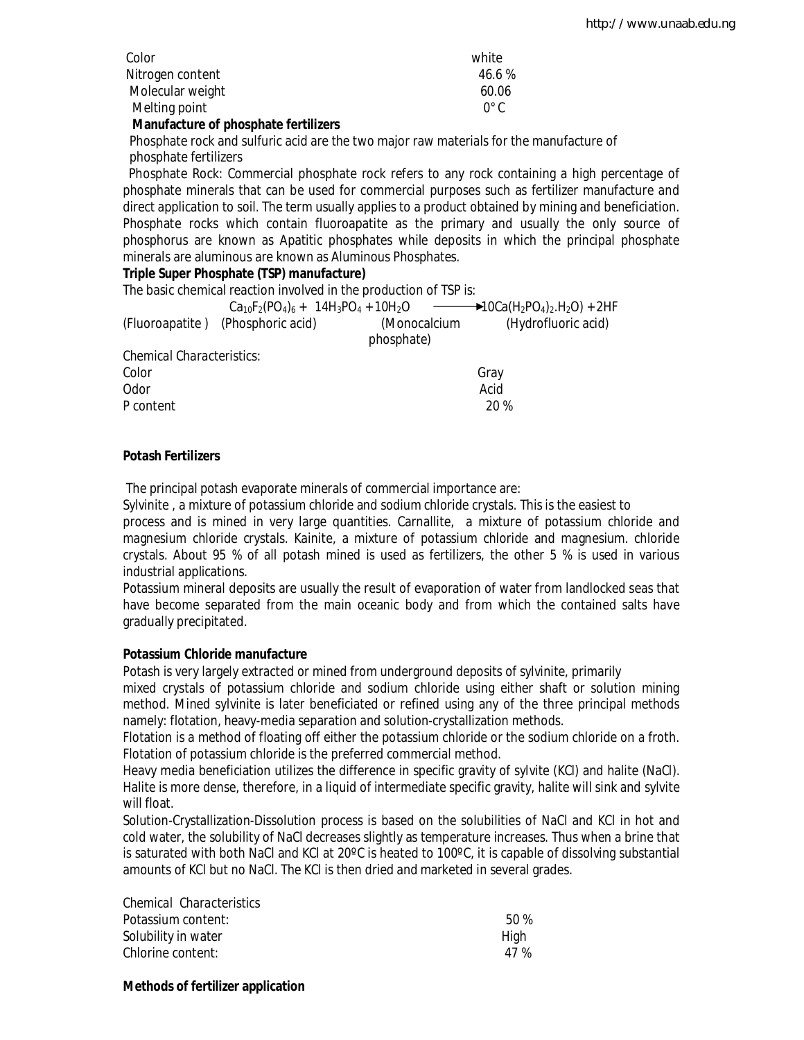| | |
|---|---|
| Color | white |
| Nitrogen content | 46.6 % |
| Molecular weight | 60.06 |
| Melting point | 0° C |

**Manufacture of phosphate fertilizers**

Phosphate rock and sulfuric acid are the two major raw materials for the manufacture of phosphate fertilizers

Phosphate Rock: Commercial phosphate rock refers to any rock containing a high percentage of phosphate minerals that can be used for commercial purposes such as fertilizer manufacture and direct application to soil. The term usually applies to a product obtained by mining and beneficiation. Phosphate rocks which contain fluoroapatite as the primary and usually the only source of phosphorus are known as Apatitic phosphates while deposits in which the principal phosphate minerals are aluminous are known as Aluminous Phosphates.

**Triple Super Phosphate (TSP) manufacture)**

The basic chemical reaction involved in the production of TSP is:

$$Ca_{10}F_2(PO_4)_6 + 14H_3PO_4 + 10H_2O \longrightarrow 10Ca(H_2PO_4)_2.H_2O) + 2HF$$

(Fluoroapatite ) (Phosphoric acid) (Monocalcium phosphate) (Hydrofluoric acid)

| Chemical Characteristics: | |
|---|---|
| Color | Gray |
| Odor | Acid |
| P content | 20 % |

**Potash Fertilizers**

The principal potash evaporate minerals of commercial importance are:

Sylvinite , a mixture of potassium chloride and sodium chloride crystals. This is the easiest to process and is mined in very large quantities. Carnallite, a mixture of potassium chloride and magnesium chloride crystals. Kainite, a mixture of potassium chloride and magnesium. chloride crystals. About 95 % of all potash mined is used as fertilizers, the other 5 % is used in various industrial applications.

Potassium mineral deposits are usually the result of evaporation of water from landlocked seas that have become separated from the main oceanic body and from which the contained salts have gradually precipitated.

**Potassium Chloride manufacture**

Potash is very largely extracted or mined from underground deposits of sylvinite, primarily mixed crystals of potassium chloride and sodium chloride using either shaft or solution mining method. Mined sylvinite is later beneficiated or refined using any of the three principal methods namely: flotation, heavy-media separation and solution-crystallization methods.

Flotation is a method of floating off either the potassium chloride or the sodium chloride on a froth. Flotation of potassium chloride is the preferred commercial method.

Heavy media beneficiation utilizes the difference in specific gravity of sylvite (KCl) and halite (NaCl). Halite is more dense, therefore, in a liquid of intermediate specific gravity, halite will sink and sylvite will float.

Solution-Crystallization-Dissolution process is based on the solubilities of NaCl and KCl in hot and cold water, the solubility of NaCl decreases slightly as temperature increases. Thus when a brine that is saturated with both NaCl and KCl at 20ºC is heated to 100ºC, it is capable of dissolving substantial amounts of KCl but no NaCl. The KCl is then dried and marketed in several grades.

| Chemical Characteristics | |
|---|---|
| Potassium content: | 50 % |
| Solubility in water | High |
| Chlorine content: | 47 % |

**Methods of fertilizer application**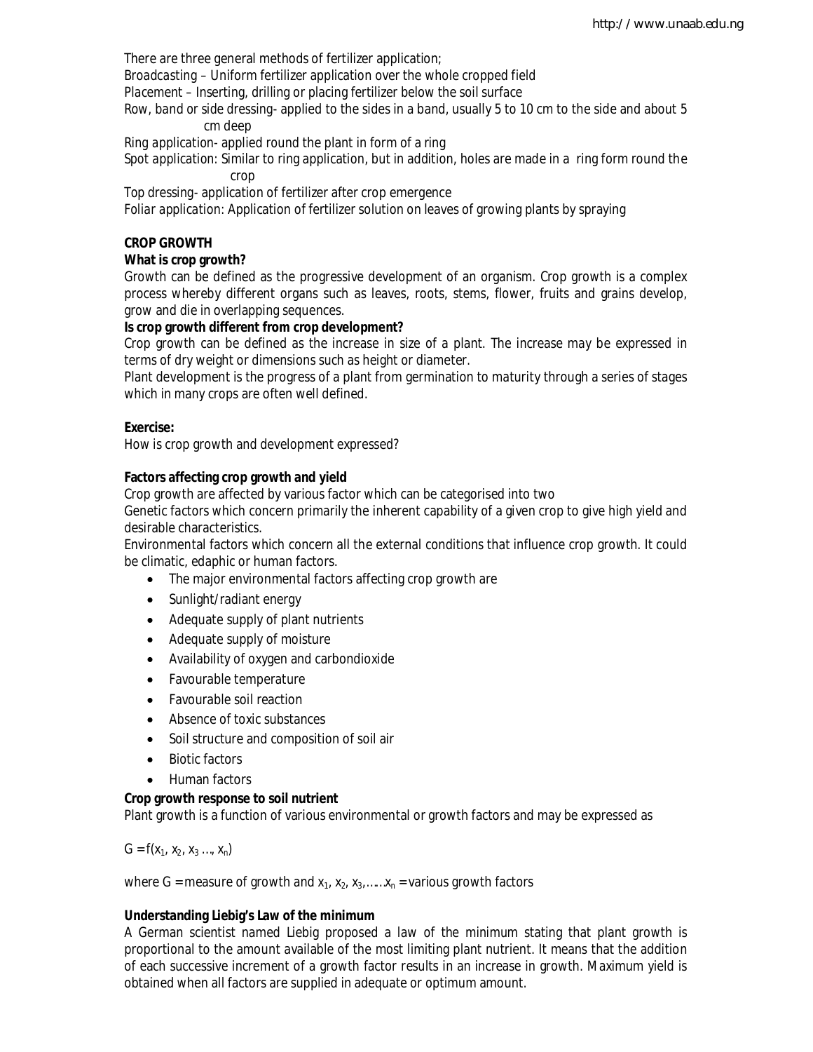There are three general methods of fertilizer application;

Broadcasting – Uniform fertilizer application over the whole cropped field

Placement – Inserting, drilling or placing fertilizer below the soil surface

Row, band or side dressing- applied to the sides in a band, usually 5 to 10 cm to the side and about 5 cm deep

Ring application- applied round the plant in form of a ring

Spot application: Similar to ring application, but in addition, holes are made in a ring form round the crop

Top dressing- application of fertilizer after crop emergence

Foliar application: Application of fertilizer solution on leaves of growing plants by spraying

**CROP GROWTH**

**What is crop growth?**

Growth can be defined as the progressive development of an organism. Crop growth is a complex process whereby different organs such as leaves, roots, stems, flower, fruits and grains develop, grow and die in overlapping sequences.

**Is crop growth different from crop development?**

Crop growth can be defined as the increase in size of a plant. The increase may be expressed in terms of dry weight or dimensions such as height or diameter.

Plant development is the progress of a plant from germination to maturity through a series of stages which in many crops are often well defined.

**Exercise:**

How is crop growth and development expressed?

**Factors affecting crop growth and yield**

Crop growth are affected by various factor which can be categorised into two

Genetic factors which concern primarily the inherent capability of a given crop to give high yield and desirable characteristics.

Environmental factors which concern all the external conditions that influence crop growth. It could be climatic, edaphic or human factors.

- The major environmental factors affecting crop growth are
- Sunlight/radiant energy
- Adequate supply of plant nutrients
- Adequate supply of moisture
- Availability of oxygen and carbondioxide
- Favourable temperature
- Favourable soil reaction
- Absence of toxic substances
- Soil structure and composition of soil air
- Biotic factors
- Human factors

**Crop growth response to soil nutrient**

Plant growth is a function of various environmental or growth factors and may be expressed as

$G = f(x_1, x_2, x_3 \ldots, x_n)$

where G = measure of growth and $x_1, x_2, x_3, \ldots\ldots x_n$ = various growth factors

**Understanding Liebig's Law of the minimum**

A German scientist named Liebig proposed a law of the minimum stating that plant growth is proportional to the amount available of the most limiting plant nutrient. It means that the addition of each successive increment of a growth factor results in an increase in growth. Maximum yield is obtained when all factors are supplied in adequate or optimum amount.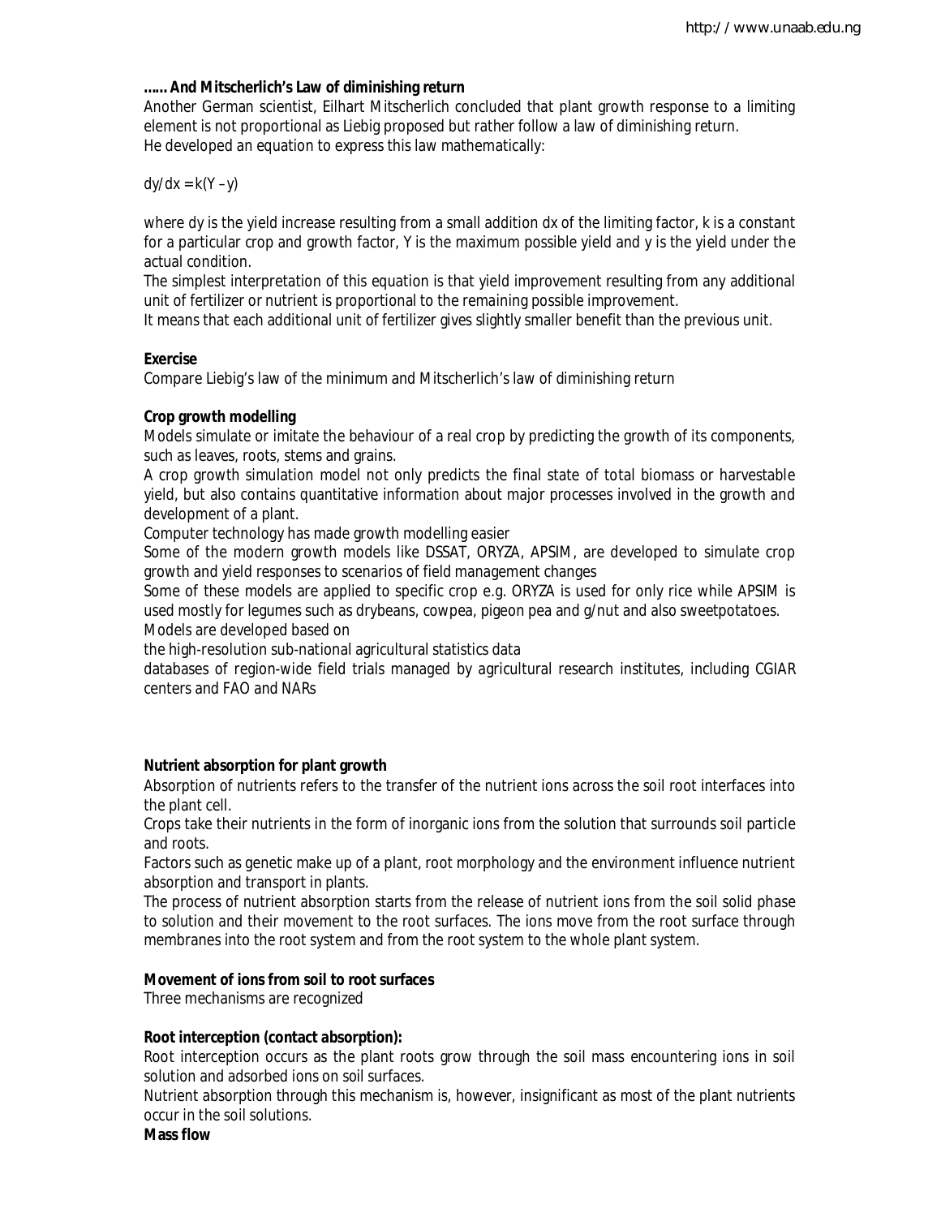**…… And Mitscherlich's Law of diminishing return**

Another German scientist, Eilhart Mitscherlich concluded that plant growth response to a limiting element is not proportional as Liebig proposed but rather follow a law of diminishing return.
He developed an equation to express this law mathematically:

$$dy/dx = k(Y - y)$$

where dy is the yield increase resulting from a small addition dx of the limiting factor, k is a constant for a particular crop and growth factor, Y is the maximum possible yield and y is the yield under the actual condition.

The simplest interpretation of this equation is that yield improvement resulting from any additional unit of fertilizer or nutrient is proportional to the remaining possible improvement.

It means that each additional unit of fertilizer gives slightly smaller benefit than the previous unit.

**Exercise**

Compare Liebig's law of the minimum and Mitscherlich's law of diminishing return

**Crop growth modelling**

Models simulate or imitate the behaviour of a real crop by predicting the growth of its components, such as leaves, roots, stems and grains.

A crop growth simulation model not only predicts the final state of total biomass or harvestable yield, but also contains quantitative information about major processes involved in the growth and development of a plant.

Computer technology has made growth modelling easier

Some of the modern growth models like DSSAT, ORYZA, APSIM, are developed to simulate crop growth and yield responses to scenarios of field management changes

Some of these models are applied to specific crop e.g. ORYZA is used for only rice while APSIM is used mostly for legumes such as drybeans, cowpea, pigeon pea and g/nut and also sweetpotatoes.

Models are developed based on

the high-resolution sub-national agricultural statistics data

databases of region-wide field trials managed by agricultural research institutes, including CGIAR centers and FAO and NARs

**Nutrient absorption for plant growth**

Absorption of nutrients refers to the transfer of the nutrient ions across the soil root interfaces into the plant cell.

Crops take their nutrients in the form of inorganic ions from the solution that surrounds soil particle and roots.

Factors such as genetic make up of a plant, root morphology and the environment influence nutrient absorption and transport in plants.

The process of nutrient absorption starts from the release of nutrient ions from the soil solid phase to solution and their movement to the root surfaces. The ions move from the root surface through membranes into the root system and from the root system to the whole plant system.

**Movement of ions from soil to root surfaces**

Three mechanisms are recognized

**Root interception (contact absorption):**

Root interception occurs as the plant roots grow through the soil mass encountering ions in soil solution and adsorbed ions on soil surfaces.

Nutrient absorption through this mechanism is, however, insignificant as most of the plant nutrients occur in the soil solutions.

**Mass flow**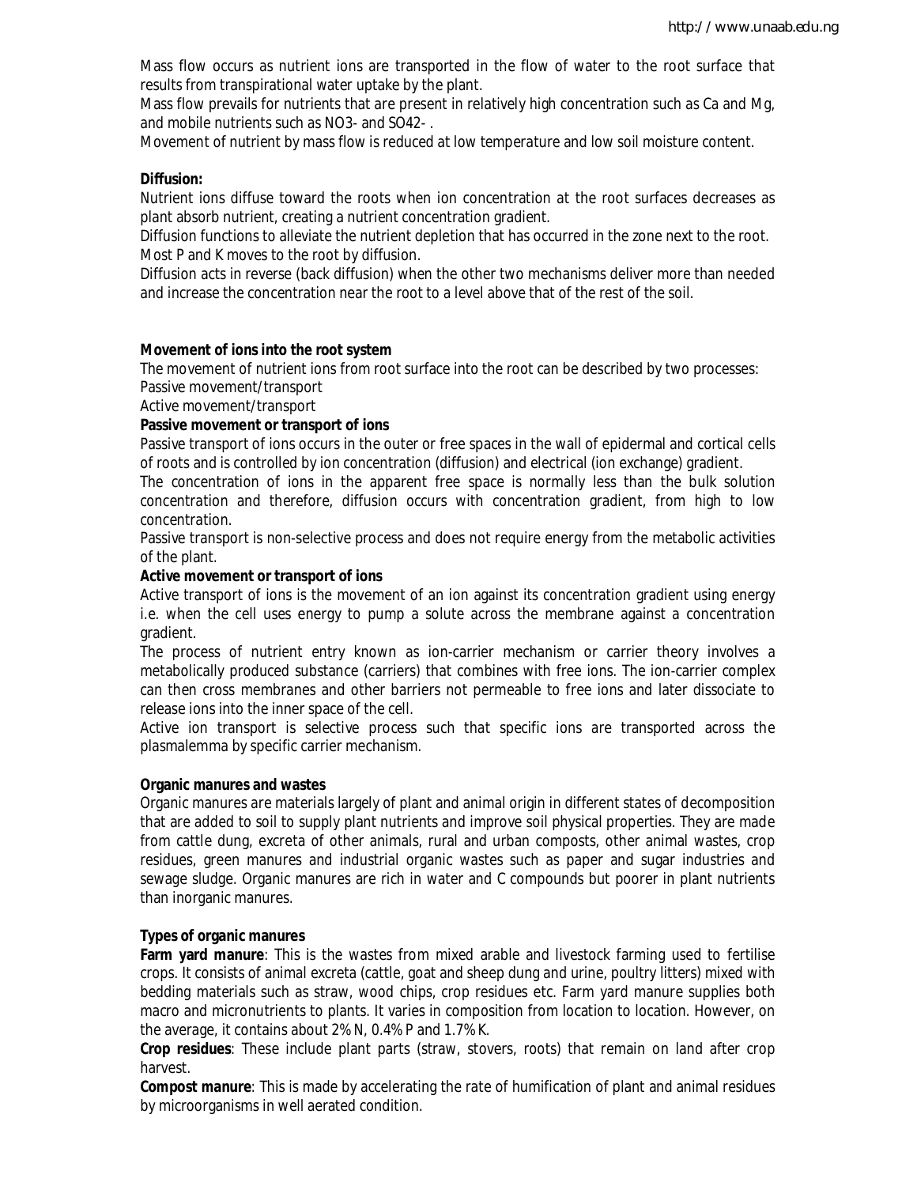Mass flow occurs as nutrient ions are transported in the flow of water to the root surface that results from transpirational water uptake by the plant.

Mass flow prevails for nutrients that are present in relatively high concentration such as Ca and Mg, and mobile nutrients such as $NO_3^-$ and $SO_4^{2-}$ .

Movement of nutrient by mass flow is reduced at low temperature and low soil moisture content.

**Diffusion:**

Nutrient ions diffuse toward the roots when ion concentration at the root surfaces decreases as plant absorb nutrient, creating a nutrient concentration gradient.

Diffusion functions to alleviate the nutrient depletion that has occurred in the zone next to the root.

Most P and K moves to the root by diffusion.

Diffusion acts in reverse (back diffusion) when the other two mechanisms deliver more than needed and increase the concentration near the root to a level above that of the rest of the soil.

**Movement of ions into the root system**

The movement of nutrient ions from root surface into the root can be described by two processes:

Passive movement/transport

Active movement/transport

**Passive movement or transport of ions**

Passive transport of ions occurs in the outer or free spaces in the wall of epidermal and cortical cells of roots and is controlled by ion concentration (diffusion) and electrical (ion exchange) gradient.

The concentration of ions in the apparent free space is normally less than the bulk solution concentration and therefore, diffusion occurs with concentration gradient, from high to low concentration.

Passive transport is non-selective process and does not require energy from the metabolic activities of the plant.

**Active movement or transport of ions**

Active transport of ions is the movement of an ion against its concentration gradient using energy i.e. when the cell uses energy to pump a solute across the membrane against a concentration gradient.

The process of nutrient entry known as ion-carrier mechanism or carrier theory involves a metabolically produced substance (carriers) that combines with free ions. The ion-carrier complex can then cross membranes and other barriers not permeable to free ions and later dissociate to release ions into the inner space of the cell.

Active ion transport is selective process such that specific ions are transported across the plasmalemma by specific carrier mechanism.

**Organic manures and wastes**

Organic manures are materials largely of plant and animal origin in different states of decomposition that are added to soil to supply plant nutrients and improve soil physical properties. They are made from cattle dung, excreta of other animals, rural and urban composts, other animal wastes, crop residues, green manures and industrial organic wastes such as paper and sugar industries and sewage sludge. Organic manures are rich in water and C compounds but poorer in plant nutrients than inorganic manures.

**Types of organic manures**

**Farm yard manure**: This is the wastes from mixed arable and livestock farming used to fertilise crops. It consists of animal excreta (cattle, goat and sheep dung and urine, poultry litters) mixed with bedding materials such as straw, wood chips, crop residues etc. Farm yard manure supplies both macro and micronutrients to plants. It varies in composition from location to location. However, on the average, it contains about 2% N, 0.4% P and 1.7% K.

**Crop residues**: These include plant parts (straw, stovers, roots) that remain on land after crop harvest.

**Compost manure**: This is made by accelerating the rate of humification of plant and animal residues by microorganisms in well aerated condition.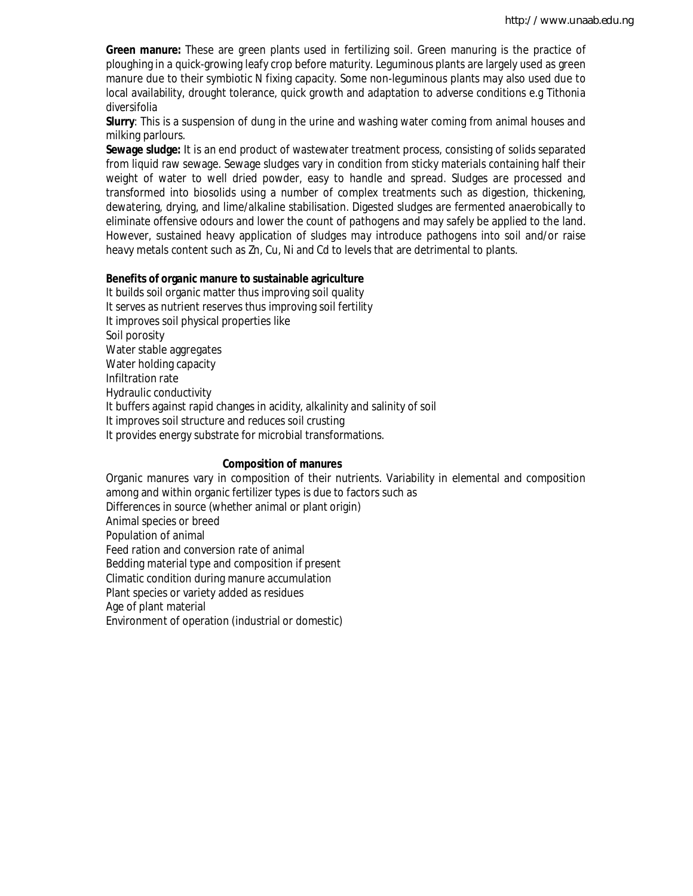**Green manure:** These are green plants used in fertilizing soil. Green manuring is the practice of ploughing in a quick-growing leafy crop before maturity. Leguminous plants are largely used as green manure due to their symbiotic N fixing capacity. Some non-leguminous plants may also used due to local availability, drought tolerance, quick growth and adaptation to adverse conditions e.g Tithonia diversifolia

**Slurry**: This is a suspension of dung in the urine and washing water coming from animal houses and milking parlours.

**Sewage sludge:** It is an end product of wastewater treatment process, consisting of solids separated from liquid raw sewage. Sewage sludges vary in condition from sticky materials containing half their weight of water to well dried powder, easy to handle and spread. Sludges are processed and transformed into biosolids using a number of complex treatments such as digestion, thickening, dewatering, drying, and lime/alkaline stabilisation. Digested sludges are fermented anaerobically to eliminate offensive odours and lower the count of pathogens and may safely be applied to the land. However, sustained heavy application of sludges may introduce pathogens into soil and/or raise heavy metals content such as Zn, Cu, Ni and Cd to levels that are detrimental to plants.

**Benefits of organic manure to sustainable agriculture**

It builds soil organic matter thus improving soil quality
It serves as nutrient reserves thus improving soil fertility
It improves soil physical properties like
Soil porosity
Water stable aggregates
Water holding capacity
Infiltration rate
Hydraulic conductivity
It buffers against rapid changes in acidity, alkalinity and salinity of soil
It improves soil structure and reduces soil crusting
It provides energy substrate for microbial transformations.

**Composition of manures**

Organic manures vary in composition of their nutrients. Variability in elemental and composition among and within organic fertilizer types is due to factors such as
Differences in source (whether animal or plant origin)
Animal species or breed
Population of animal
Feed ration and conversion rate of animal
Bedding material type and composition if present
Climatic condition during manure accumulation
Plant species or variety added as residues
Age of plant material
Environment of operation (industrial or domestic)